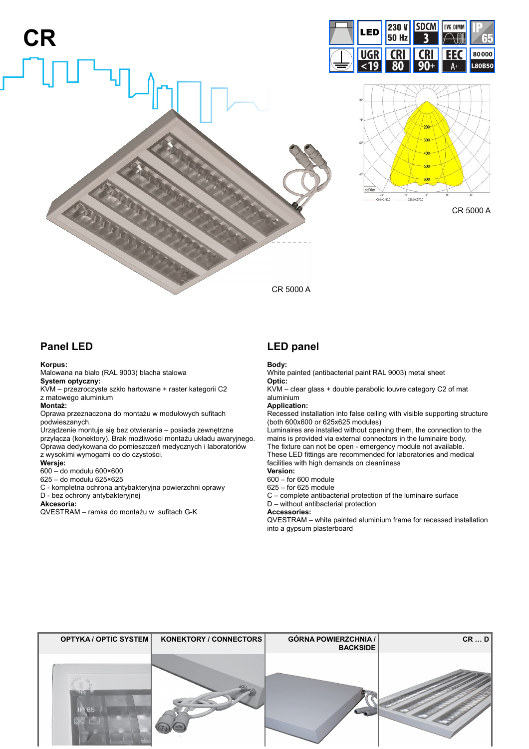# CR

LED | 230 V 50 Hz | SDCM 3 | EVG DIMM | IP 65
UGR <19 | CRI 80 | CRI 90+ | EEC A+ | 80000 L80B50

CR 5000 A

CR 5000 A

## Panel LED

**Korpus:**
Malowana na biało (RAL 9003) blacha stalowa
**System optyczny:**
KVM – przezroczyste szkło hartowane + raster kategorii C2 z matowego aluminium
**Montaż:**
Oprawa przeznaczona do montażu w modułowych sufitach podwieszanych.
Urządzenie montuje się bez otwierania – posiada zewnętrzne przyłącza (konektory). Brak możliwości montażu układu awaryjnego.
Oprawa dedykowana do pomieszczeń medycznych i laboratoriów z wysokimi wymogami co do czystości.
**Wersje:**
600 – do modułu 600×600
625 – do modułu 625×625
C - kompletna ochrona antybakteryjna powierzchni oprawy
D - bez ochrony antybakteryjnej
**Akcesoria:**
QVESTRAM – ramka do montażu w sufitach G-K

## LED panel

**Body:**
White painted (antibacterial paint RAL 9003) metal sheet
**Optic:**
KVM – clear glass + double parabolic louvre category C2 of mat aluminium
**Application:**
Recessed installation into false ceiling with visible supporting structure (both 600x600 or 625x625 modules)
Luminaires are installed without opening them, the connection to the mains is provided via external connectors in the luminaire body.
The fixture can not be open - emergency module not available.
These LED fittings are recommended for laboratories and medical facilities with high demands on cleanliness
**Version:**
600 – for 600 module
625 – for 625 module
C – complete antibacterial protection of the luminaire surface
D – without antibacterial protection
**Accessories:**
QVESTRAM – white painted aluminium frame for recessed installation into a gypsum plasterboard

| OPTYKA / OPTIC SYSTEM | KONEKTORY / CONNECTORS | GÓRNA POWIERZCHNIA / BACKSIDE | CR … D |
| --- | --- | --- | --- |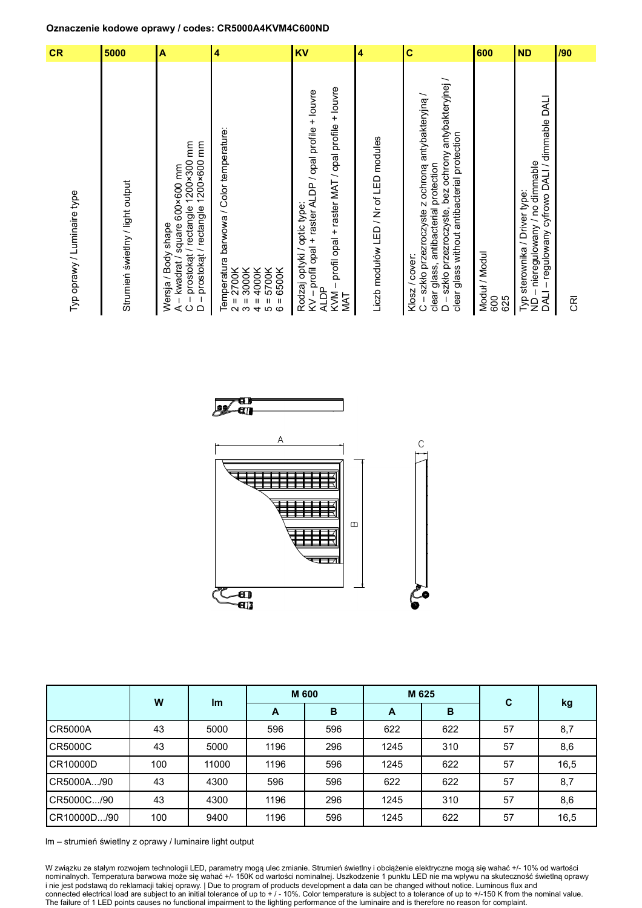**Oznaczenie kodowe oprawy / codes: CR5000A4KVM4C600ND**

| CR | 5000 | A | 4 | KV | 4 | C | 600 | ND | /90 |
|---|---|---|---|---|---|---|---|---|---|
| Typ oprawy / Luminaire type | Strumień świetlny / light output | Wersja / Body shape<br>A – kwadrat / square 600×600 mm<br>C – prostokąt / rectangle 1200×300 mm<br>D – prostokąt / rectangle 1200×600 mm | Temperatura barwowa / Color temperature:<br>2 = 2700K<br>3 = 3000K<br>4 = 4000K<br>5 = 5700K<br>6 = 6500K | Rodzaj optyki / optic type:<br>KV – profil opal + raster ALDP / opal profile + louvre ALDP<br>KVM – profil opal + raster MAT / opal profile + louvre MAT | Liczb modułów LED / Nr of LED modules | Klosz / cover:<br>C – szkło przezroczyste z ochroną antybakteryjną / clear glass, antibacterial protection<br>D – szkło przezroczyste, bez ochrony antybakteryjnej / clear glass without antibacterial protection | Moduł / Modul<br>600<br>625 | Typ sterownika / Driver type:<br>ND – nieregulowany / no dimmable<br>DALI – regulowany cyfrowo DALI / dimmable DALI | CRI |

A

B

C

| | W | lm | M 600 | | M 625 | | C | kg |
|---|---|---|---|---|---|---|---|---|
| | | | A | B | A | B | | |
| CR5000A | 43 | 5000 | 596 | 596 | 622 | 622 | 57 | 8,7 |
| CR5000C | 43 | 5000 | 1196 | 296 | 1245 | 310 | 57 | 8,6 |
| CR10000D | 100 | 11000 | 1196 | 596 | 1245 | 622 | 57 | 16,5 |
| CR5000A.../90 | 43 | 4300 | 596 | 596 | 622 | 622 | 57 | 8,7 |
| CR5000C.../90 | 43 | 4300 | 1196 | 296 | 1245 | 310 | 57 | 8,6 |
| CR10000D.../90 | 100 | 9400 | 1196 | 596 | 1245 | 622 | 57 | 16,5 |

lm – strumień świetlny z oprawy / luminaire light output

W związku ze stałym rozwojem technologii LED, parametry mogą ulec zmianie. Strumień świetlny i obciążenie elektryczne mogą się wahać +/- 10% od wartości nominalnych. Temperatura barwowa może się wahać +/- 150K od wartości nominalnej. Uszkodzenie 1 punktu LED nie ma wpływu na skuteczność świetlną oprawy i nie jest podstawą do reklamacji takiej oprawy. | Due to program of products development a data can be changed without notice. Luminous flux and connected electrical load are subject to an initial tolerance of up to + / - 10%. Color temperature is subject to a tolerance of up to +/-150 K from the nominal value. The failure of 1 LED points causes no functional impairment to the lighting performance of the luminaire and is therefore no reason for complaint.